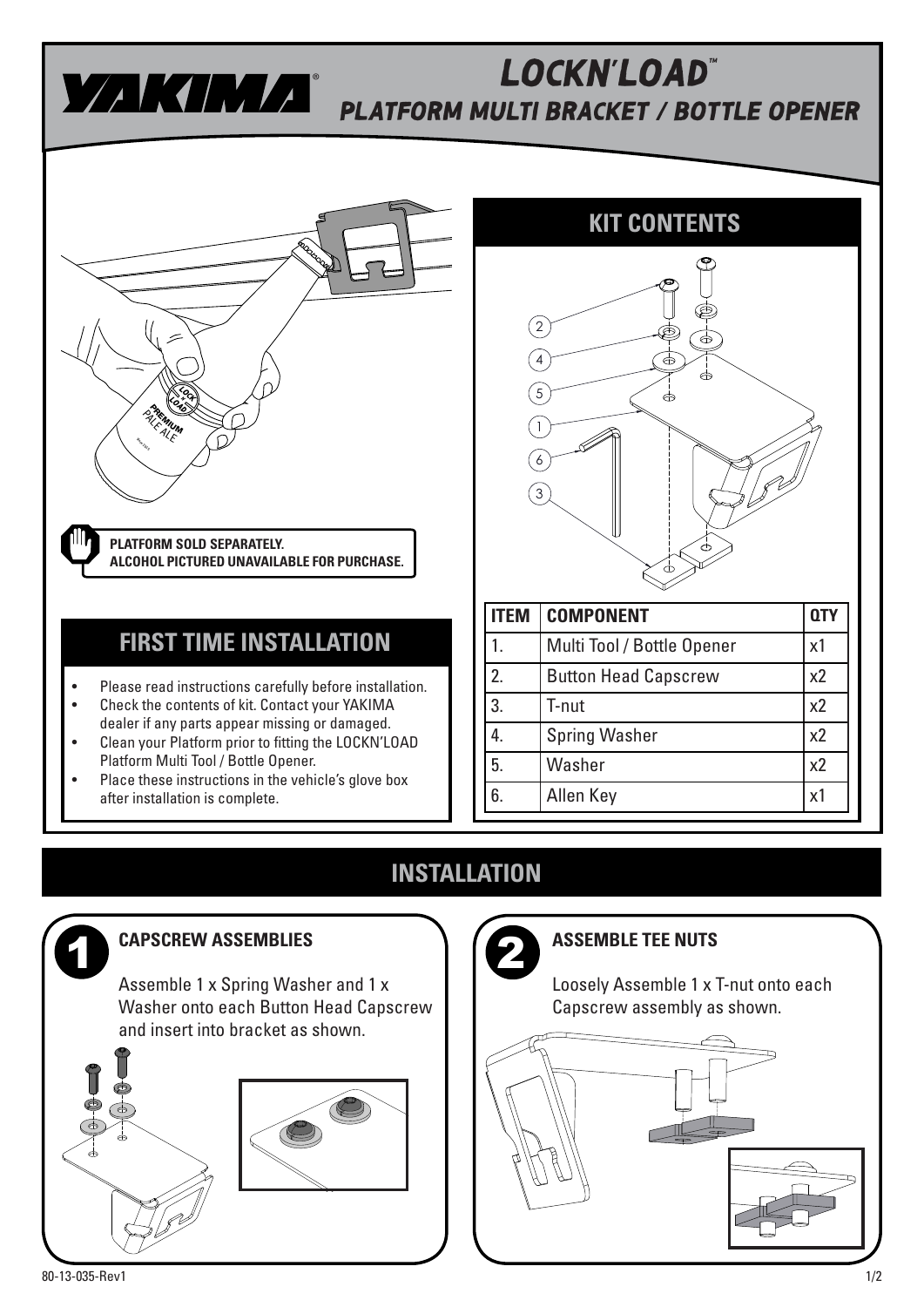# YAKIMA

## LOCKN'LOAD™
## PLATFORM MULTI BRACKET / BOTTLE OPENER

**PLATFORM SOLD SEPARATELY.**
**ALCOHOL PICTURED UNAVAILABLE FOR PURCHASE.**

## KIT CONTENTS

| ITEM | COMPONENT | QTY |
|---|---|---|
| 1. | Multi Tool / Bottle Opener | x1 |
| 2. | Button Head Capscrew | x2 |
| 3. | T-nut | x2 |
| 4. | Spring Washer | x2 |
| 5. | Washer | x2 |
| 6. | Allen Key | x1 |

## FIRST TIME INSTALLATION

- Please read instructions carefully before installation.
- Check the contents of kit. Contact your YAKIMA dealer if any parts appear missing or damaged.
- Clean your Platform prior to fitting the LOCKN'LOAD Platform Multi Tool / Bottle Opener.
- Place these instructions in the vehicle's glove box after installation is complete.

## INSTALLATION

### 1 CAPSCREW ASSEMBLIES

Assemble 1 x Spring Washer and 1 x Washer onto each Button Head Capscrew and insert into bracket as shown.

### 2 ASSEMBLE TEE NUTS

Loosely Assemble 1 x T-nut onto each Capscrew assembly as shown.

80-13-035-Rev1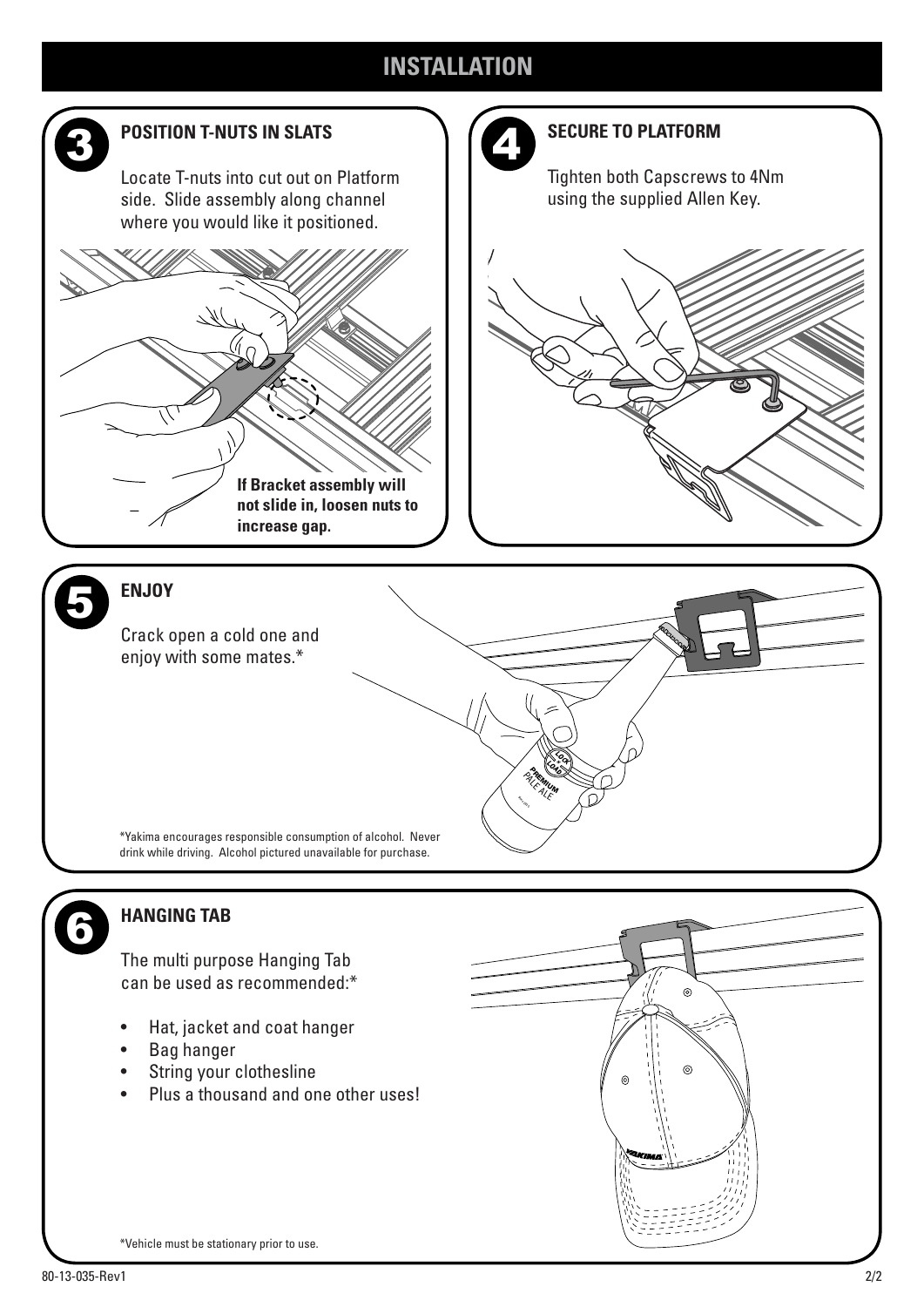# INSTALLATION

## 3 POSITION T-NUTS IN SLATS

Locate T-nuts into cut out on Platform side. Slide assembly along channel where you would like it positioned.

**If Bracket assembly will not slide in, loosen nuts to increase gap.**

## 4 SECURE TO PLATFORM

Tighten both Capscrews to 4Nm using the supplied Allen Key.

## 5 ENJOY

Crack open a cold one and enjoy with some mates.*

*Yakima encourages responsible consumption of alcohol. Never drink while driving. Alcohol pictured unavailable for purchase.

## 6 HANGING TAB

The multi purpose Hanging Tab can be used as recommended:*

- Hat, jacket and coat hanger
- Bag hanger
- String your clothesline
- Plus a thousand and one other uses!

*Vehicle must be stationary prior to use.

80-13-035-Rev1